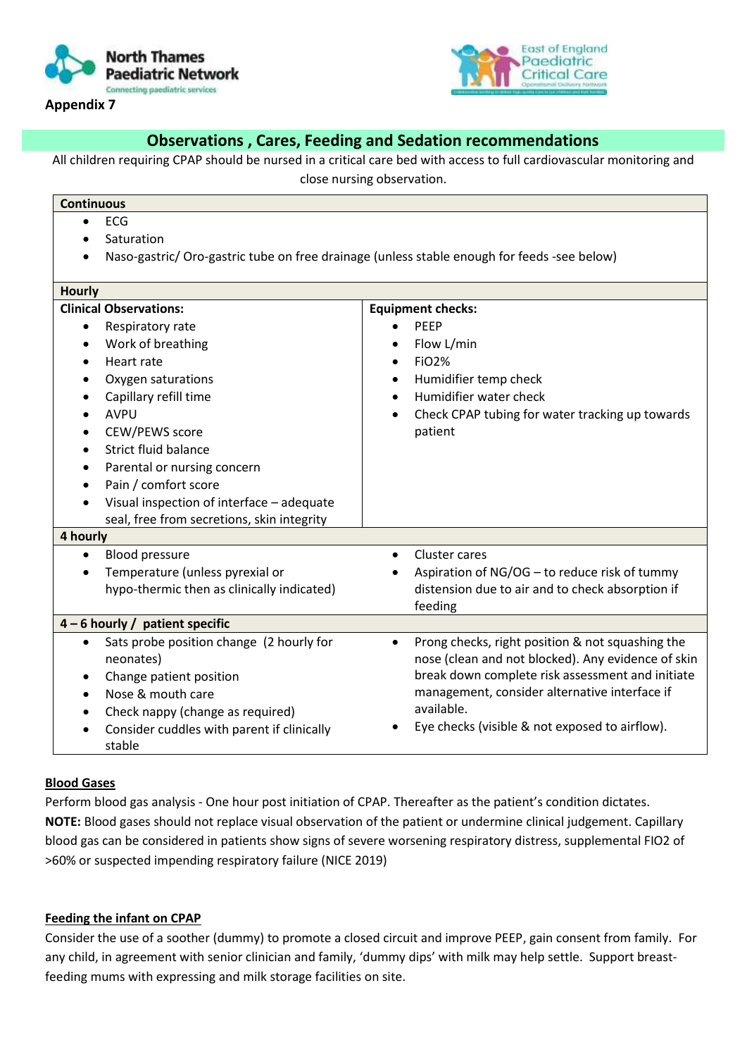North Thames Paediatric Network
Connecting paediatric services

East of England Paediatric Critical Care
Operational Delivery Network

**Appendix 7**

## Observations , Cares, Feeding and Sedation recommendations

All children requiring CPAP should be nursed in a critical care bed with access to full cardiovascular monitoring and close nursing observation.

| **Continuous** | |
|---|---|
| • ECG<br>• Saturation<br>• Naso-gastric/ Oro-gastric tube on free drainage (unless stable enough for feeds -see below) | |
| **Hourly** | |
| **Clinical Observations:**<br>• Respiratory rate<br>• Work of breathing<br>• Heart rate<br>• Oxygen saturations<br>• Capillary refill time<br>• AVPU<br>• CEW/PEWS score<br>• Strict fluid balance<br>• Parental or nursing concern<br>• Pain / comfort score<br>• Visual inspection of interface – adequate seal, free from secretions, skin integrity | **Equipment checks:**<br>• PEEP<br>• Flow L/min<br>• FiO2%<br>• Humidifier temp check<br>• Humidifier water check<br>• Check CPAP tubing for water tracking up towards patient |
| **4 hourly** | |
| • Blood pressure<br>• Temperature (unless pyrexial or hypo-thermic then as clinically indicated) | • Cluster cares<br>• Aspiration of NG/OG – to reduce risk of tummy distension due to air and to check absorption if feeding |
| **4 – 6 hourly / patient specific** | |
| • Sats probe position change (2 hourly for neonates)<br>• Change patient position<br>• Nose & mouth care<br>• Check nappy (change as required)<br>• Consider cuddles with parent if clinically stable | • Prong checks, right position & not squashing the nose (clean and not blocked). Any evidence of skin break down complete risk assessment and initiate management, consider alternative interface if available.<br>• Eye checks (visible & not exposed to airflow). |

### Blood Gases

Perform blood gas analysis - One hour post initiation of CPAP. Thereafter as the patient's condition dictates.
**NOTE:** Blood gases should not replace visual observation of the patient or undermine clinical judgement. Capillary blood gas can be considered in patients show signs of severe worsening respiratory distress, supplemental FIO2 of >60% or suspected impending respiratory failure (NICE 2019)

### Feeding the infant on CPAP

Consider the use of a soother (dummy) to promote a closed circuit and improve PEEP, gain consent from family. For any child, in agreement with senior clinician and family, 'dummy dips' with milk may help settle. Support breast-feeding mums with expressing and milk storage facilities on site.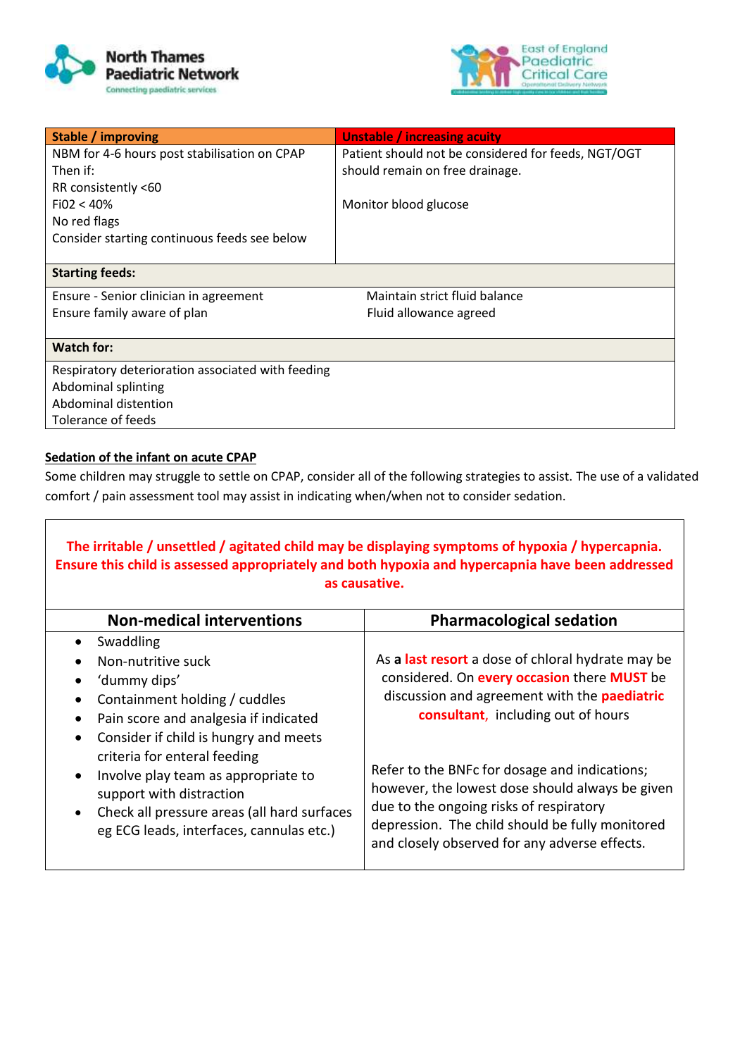| Stable / improving | Unstable / increasing acuity |
|---|---|
| NBM for 4-6 hours post stabilisation on CPAP<br>Then if:<br>RR consistently <60<br>Fi02 < 40%<br>No red flags<br>Consider starting continuous feeds see below | Patient should not be considered for feeds, NGT/OGT should remain on free drainage.<br><br>Monitor blood glucose |
| **Starting feeds:** | |
| Ensure - Senior clinician in agreement<br>Ensure family aware of plan | Maintain strict fluid balance<br>Fluid allowance agreed |
| **Watch for:** | |
| Respiratory deterioration associated with feeding<br>Abdominal splinting<br>Abdominal distention<br>Tolerance of feeds | |

**Sedation of the infant on acute CPAP**

Some children may struggle to settle on CPAP, consider all of the following strategies to assist. The use of a validated comfort / pain assessment tool may assist in indicating when/when not to consider sedation.

**The irritable / unsettled / agitated child may be displaying symptoms of hypoxia / hypercapnia. Ensure this child is assessed appropriately and both hypoxia and hypercapnia have been addressed as causative.**

| Non-medical interventions | Pharmacological sedation |
|---|---|
| • Swaddling<br>• Non-nutritive suck<br>• 'dummy dips'<br>• Containment holding / cuddles<br>• Pain score and analgesia if indicated<br>• Consider if child is hungry and meets criteria for enteral feeding<br>• Involve play team as appropriate to support with distraction<br>• Check all pressure areas (all hard surfaces eg ECG leads, interfaces, cannulas etc.) | As **a last resort** a dose of chloral hydrate may be considered. On **every occasion** there **MUST** be discussion and agreement with the **paediatric consultant**, including out of hours<br><br>Refer to the BNFc for dosage and indications; however, the lowest dose should always be given due to the ongoing risks of respiratory depression. The child should be fully monitored and closely observed for any adverse effects. |